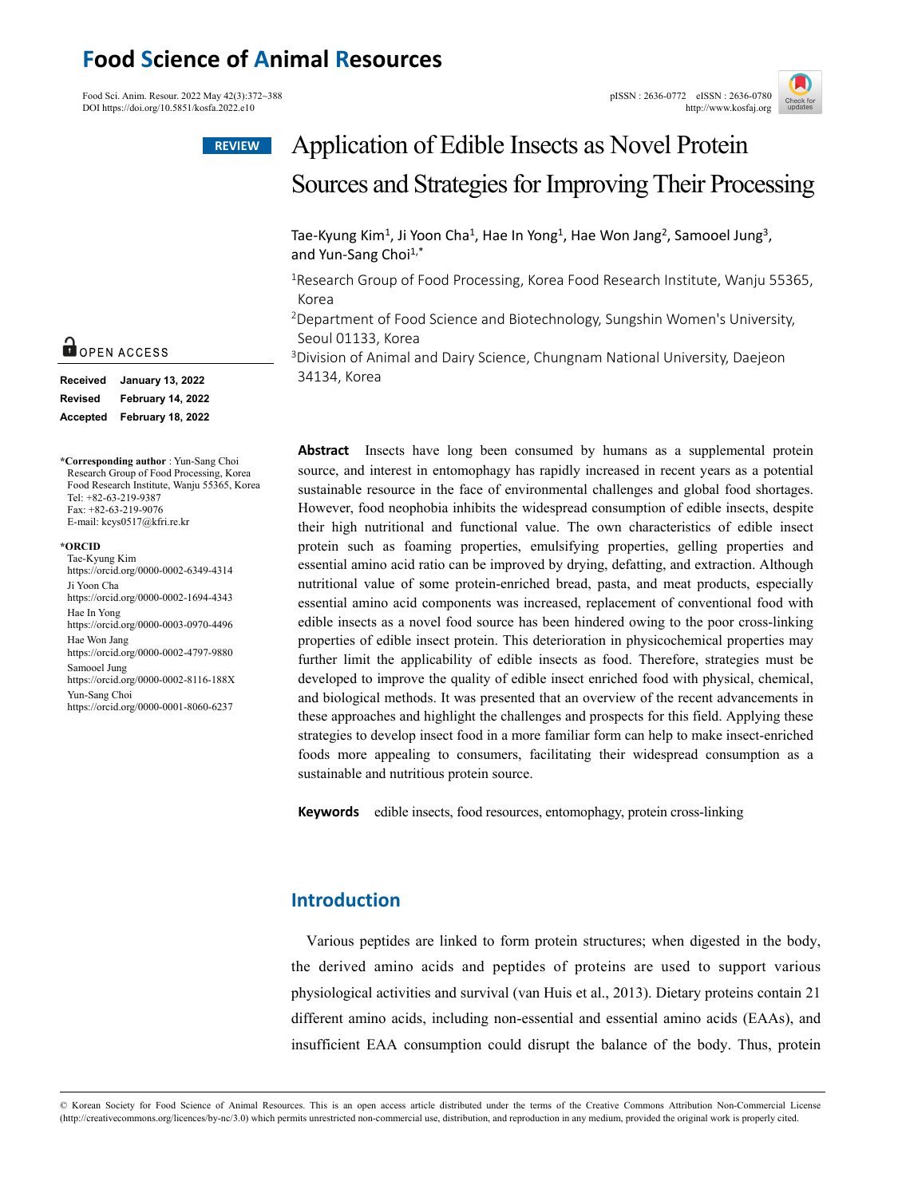# Food Science of Animal Resources

Food Sci. Anim. Resour. 2022 May 42(3):372~388
DOI https://doi.org/10.5851/kosfa.2022.e10

pISSN : 2636-0772 eISSN : 2636-0780
http://www.kosfaj.org

**REVIEW**

# Application of Edible Insects as Novel Protein Sources and Strategies for Improving Their Processing

Tae-Kyung Kim[1], Ji Yoon Cha[1], Hae In Yong[1], Hae Won Jang[2], Samooel Jung[3], and Yun-Sang Choi[1,*]

[1]Research Group of Food Processing, Korea Food Research Institute, Wanju 55365, Korea

[2]Department of Food Science and Biotechnology, Sungshin Women's University, Seoul 01133, Korea

[3]Division of Animal and Dairy Science, Chungnam National University, Daejeon 34134, Korea

OPEN ACCESS

**Received** January 13, 2022
**Revised** February 14, 2022
**Accepted** February 18, 2022

***Corresponding author** : Yun-Sang Choi
Research Group of Food Processing, Korea Food Research Institute, Wanju 55365, Korea
Tel: +82-63-219-9387
Fax: +82-63-219-9076
E-mail: kcys0517@kfri.re.kr

***ORCID**
Tae-Kyung Kim
https://orcid.org/0000-0002-6349-4314
Ji Yoon Cha
https://orcid.org/0000-0002-1694-4343
Hae In Yong
https://orcid.org/0000-0003-0970-4496
Hae Won Jang
https://orcid.org/0000-0002-4797-9880
Samooel Jung
https://orcid.org/0000-0002-8116-188X
Yun-Sang Choi
https://orcid.org/0000-0001-8060-6237

**Abstract** Insects have long been consumed by humans as a supplemental protein source, and interest in entomophagy has rapidly increased in recent years as a potential sustainable resource in the face of environmental challenges and global food shortages. However, food neophobia inhibits the widespread consumption of edible insects, despite their high nutritional and functional value. The own characteristics of edible insect protein such as foaming properties, emulsifying properties, gelling properties and essential amino acid ratio can be improved by drying, defatting, and extraction. Although nutritional value of some protein-enriched bread, pasta, and meat products, especially essential amino acid components was increased, replacement of conventional food with edible insects as a novel food source has been hindered owing to the poor cross-linking properties of edible insect protein. This deterioration in physicochemical properties may further limit the applicability of edible insects as food. Therefore, strategies must be developed to improve the quality of edible insect enriched food with physical, chemical, and biological methods. It was presented that an overview of the recent advancements in these approaches and highlight the challenges and prospects for this field. Applying these strategies to develop insect food in a more familiar form can help to make insect-enriched foods more appealing to consumers, facilitating their widespread consumption as a sustainable and nutritious protein source.

**Keywords** edible insects, food resources, entomophagy, protein cross-linking

## Introduction

Various peptides are linked to form protein structures; when digested in the body, the derived amino acids and peptides of proteins are used to support various physiological activities and survival (van Huis et al., 2013). Dietary proteins contain 21 different amino acids, including non-essential and essential amino acids (EAAs), and insufficient EAA consumption could disrupt the balance of the body. Thus, protein

© Korean Society for Food Science of Animal Resources. This is an open access article distributed under the terms of the Creative Commons Attribution Non-Commercial License (http://creativecommons.org/licences/by-nc/3.0) which permits unrestricted non-commercial use, distribution, and reproduction in any medium, provided the original work is properly cited.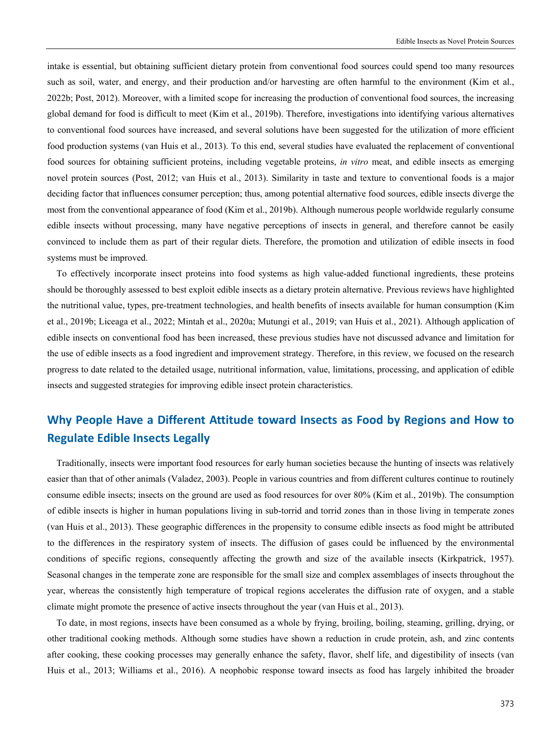intake is essential, but obtaining sufficient dietary protein from conventional food sources could spend too many resources such as soil, water, and energy, and their production and/or harvesting are often harmful to the environment (Kim et al., 2022b; Post, 2012). Moreover, with a limited scope for increasing the production of conventional food sources, the increasing global demand for food is difficult to meet (Kim et al., 2019b). Therefore, investigations into identifying various alternatives to conventional food sources have increased, and several solutions have been suggested for the utilization of more efficient food production systems (van Huis et al., 2013). To this end, several studies have evaluated the replacement of conventional food sources for obtaining sufficient proteins, including vegetable proteins, *in vitro* meat, and edible insects as emerging novel protein sources (Post, 2012; van Huis et al., 2013). Similarity in taste and texture to conventional foods is a major deciding factor that influences consumer perception; thus, among potential alternative food sources, edible insects diverge the most from the conventional appearance of food (Kim et al., 2019b). Although numerous people worldwide regularly consume edible insects without processing, many have negative perceptions of insects in general, and therefore cannot be easily convinced to include them as part of their regular diets. Therefore, the promotion and utilization of edible insects in food systems must be improved.

To effectively incorporate insect proteins into food systems as high value-added functional ingredients, these proteins should be thoroughly assessed to best exploit edible insects as a dietary protein alternative. Previous reviews have highlighted the nutritional value, types, pre-treatment technologies, and health benefits of insects available for human consumption (Kim et al., 2019b; Liceaga et al., 2022; Mintah et al., 2020a; Mutungi et al., 2019; van Huis et al., 2021). Although application of edible insects on conventional food has been increased, these previous studies have not discussed advance and limitation for the use of edible insects as a food ingredient and improvement strategy. Therefore, in this review, we focused on the research progress to date related to the detailed usage, nutritional information, value, limitations, processing, and application of edible insects and suggested strategies for improving edible insect protein characteristics.

## Why People Have a Different Attitude toward Insects as Food by Regions and How to Regulate Edible Insects Legally

Traditionally, insects were important food resources for early human societies because the hunting of insects was relatively easier than that of other animals (Valadez, 2003). People in various countries and from different cultures continue to routinely consume edible insects; insects on the ground are used as food resources for over 80% (Kim et al., 2019b). The consumption of edible insects is higher in human populations living in sub-torrid and torrid zones than in those living in temperate zones (van Huis et al., 2013). These geographic differences in the propensity to consume edible insects as food might be attributed to the differences in the respiratory system of insects. The diffusion of gases could be influenced by the environmental conditions of specific regions, consequently affecting the growth and size of the available insects (Kirkpatrick, 1957). Seasonal changes in the temperate zone are responsible for the small size and complex assemblages of insects throughout the year, whereas the consistently high temperature of tropical regions accelerates the diffusion rate of oxygen, and a stable climate might promote the presence of active insects throughout the year (van Huis et al., 2013).

To date, in most regions, insects have been consumed as a whole by frying, broiling, boiling, steaming, grilling, drying, or other traditional cooking methods. Although some studies have shown a reduction in crude protein, ash, and zinc contents after cooking, these cooking processes may generally enhance the safety, flavor, shelf life, and digestibility of insects (van Huis et al., 2013; Williams et al., 2016). A neophobic response toward insects as food has largely inhibited the broader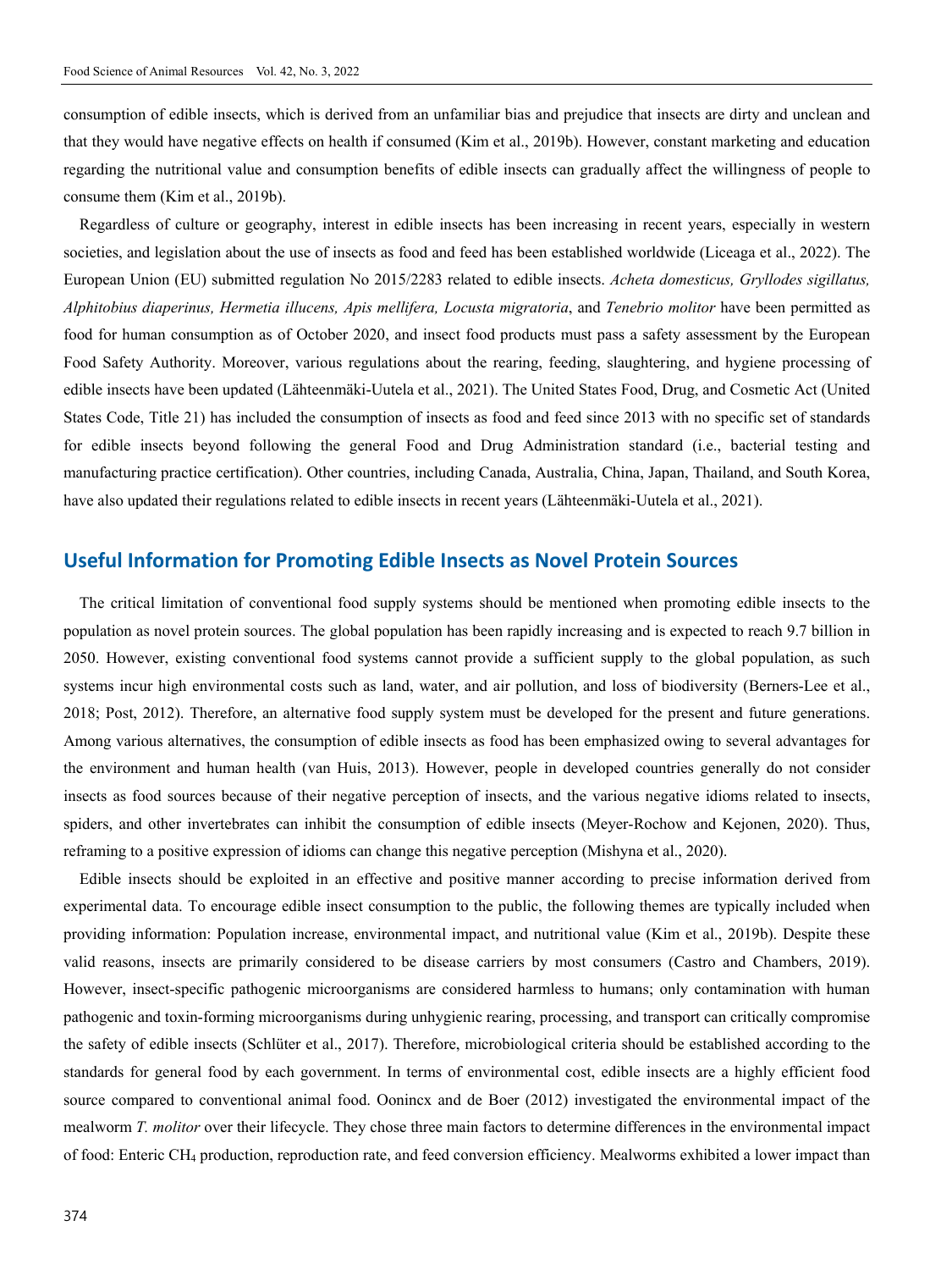consumption of edible insects, which is derived from an unfamiliar bias and prejudice that insects are dirty and unclean and that they would have negative effects on health if consumed (Kim et al., 2019b). However, constant marketing and education regarding the nutritional value and consumption benefits of edible insects can gradually affect the willingness of people to consume them (Kim et al., 2019b).

Regardless of culture or geography, interest in edible insects has been increasing in recent years, especially in western societies, and legislation about the use of insects as food and feed has been established worldwide (Liceaga et al., 2022). The European Union (EU) submitted regulation No 2015/2283 related to edible insects. *Acheta domesticus, Gryllodes sigillatus, Alphitobius diaperinus, Hermetia illucens, Apis mellifera, Locusta migratoria*, and *Tenebrio molitor* have been permitted as food for human consumption as of October 2020, and insect food products must pass a safety assessment by the European Food Safety Authority. Moreover, various regulations about the rearing, feeding, slaughtering, and hygiene processing of edible insects have been updated (Lähteenmäki-Uutela et al., 2021). The United States Food, Drug, and Cosmetic Act (United States Code, Title 21) has included the consumption of insects as food and feed since 2013 with no specific set of standards for edible insects beyond following the general Food and Drug Administration standard (i.e., bacterial testing and manufacturing practice certification). Other countries, including Canada, Australia, China, Japan, Thailand, and South Korea, have also updated their regulations related to edible insects in recent years (Lähteenmäki-Uutela et al., 2021).

## Useful Information for Promoting Edible Insects as Novel Protein Sources

The critical limitation of conventional food supply systems should be mentioned when promoting edible insects to the population as novel protein sources. The global population has been rapidly increasing and is expected to reach 9.7 billion in 2050. However, existing conventional food systems cannot provide a sufficient supply to the global population, as such systems incur high environmental costs such as land, water, and air pollution, and loss of biodiversity (Berners-Lee et al., 2018; Post, 2012). Therefore, an alternative food supply system must be developed for the present and future generations. Among various alternatives, the consumption of edible insects as food has been emphasized owing to several advantages for the environment and human health (van Huis, 2013). However, people in developed countries generally do not consider insects as food sources because of their negative perception of insects, and the various negative idioms related to insects, spiders, and other invertebrates can inhibit the consumption of edible insects (Meyer-Rochow and Kejonen, 2020). Thus, reframing to a positive expression of idioms can change this negative perception (Mishyna et al., 2020).

Edible insects should be exploited in an effective and positive manner according to precise information derived from experimental data. To encourage edible insect consumption to the public, the following themes are typically included when providing information: Population increase, environmental impact, and nutritional value (Kim et al., 2019b). Despite these valid reasons, insects are primarily considered to be disease carriers by most consumers (Castro and Chambers, 2019). However, insect-specific pathogenic microorganisms are considered harmless to humans; only contamination with human pathogenic and toxin-forming microorganisms during unhygienic rearing, processing, and transport can critically compromise the safety of edible insects (Schlüter et al., 2017). Therefore, microbiological criteria should be established according to the standards for general food by each government. In terms of environmental cost, edible insects are a highly efficient food source compared to conventional animal food. Oonincx and de Boer (2012) investigated the environmental impact of the mealworm *T. molitor* over their lifecycle. They chose three main factors to determine differences in the environmental impact of food: Enteric $CH_4$ production, reproduction rate, and feed conversion efficiency. Mealworms exhibited a lower impact than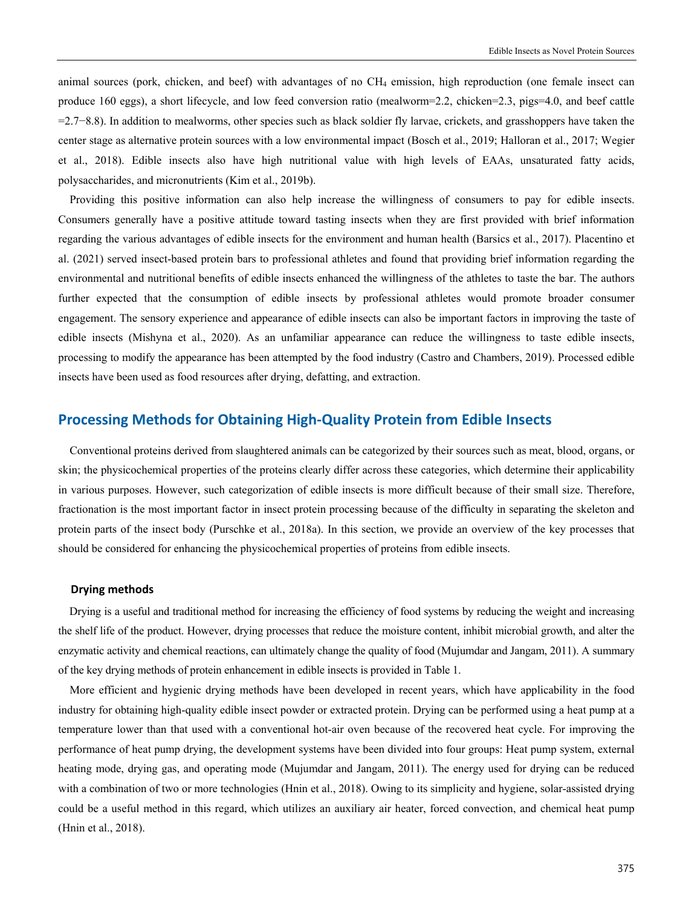animal sources (pork, chicken, and beef) with advantages of no $CH_4$ emission, high reproduction (one female insect can produce 160 eggs), a short lifecycle, and low feed conversion ratio (mealworm=2.2, chicken=2.3, pigs=4.0, and beef cattle =2.7−8.8). In addition to mealworms, other species such as black soldier fly larvae, crickets, and grasshoppers have taken the center stage as alternative protein sources with a low environmental impact (Bosch et al., 2019; Halloran et al., 2017; Wegier et al., 2018). Edible insects also have high nutritional value with high levels of EAAs, unsaturated fatty acids, polysaccharides, and micronutrients (Kim et al., 2019b).

Providing this positive information can also help increase the willingness of consumers to pay for edible insects. Consumers generally have a positive attitude toward tasting insects when they are first provided with brief information regarding the various advantages of edible insects for the environment and human health (Barsics et al., 2017). Placentino et al. (2021) served insect-based protein bars to professional athletes and found that providing brief information regarding the environmental and nutritional benefits of edible insects enhanced the willingness of the athletes to taste the bar. The authors further expected that the consumption of edible insects by professional athletes would promote broader consumer engagement. The sensory experience and appearance of edible insects can also be important factors in improving the taste of edible insects (Mishyna et al., 2020). As an unfamiliar appearance can reduce the willingness to taste edible insects, processing to modify the appearance has been attempted by the food industry (Castro and Chambers, 2019). Processed edible insects have been used as food resources after drying, defatting, and extraction.

## Processing Methods for Obtaining High-Quality Protein from Edible Insects

Conventional proteins derived from slaughtered animals can be categorized by their sources such as meat, blood, organs, or skin; the physicochemical properties of the proteins clearly differ across these categories, which determine their applicability in various purposes. However, such categorization of edible insects is more difficult because of their small size. Therefore, fractionation is the most important factor in insect protein processing because of the difficulty in separating the skeleton and protein parts of the insect body (Purschke et al., 2018a). In this section, we provide an overview of the key processes that should be considered for enhancing the physicochemical properties of proteins from edible insects.

### Drying methods

Drying is a useful and traditional method for increasing the efficiency of food systems by reducing the weight and increasing the shelf life of the product. However, drying processes that reduce the moisture content, inhibit microbial growth, and alter the enzymatic activity and chemical reactions, can ultimately change the quality of food (Mujumdar and Jangam, 2011). A summary of the key drying methods of protein enhancement in edible insects is provided in Table 1.

More efficient and hygienic drying methods have been developed in recent years, which have applicability in the food industry for obtaining high-quality edible insect powder or extracted protein. Drying can be performed using a heat pump at a temperature lower than that used with a conventional hot-air oven because of the recovered heat cycle. For improving the performance of heat pump drying, the development systems have been divided into four groups: Heat pump system, external heating mode, drying gas, and operating mode (Mujumdar and Jangam, 2011). The energy used for drying can be reduced with a combination of two or more technologies (Hnin et al., 2018). Owing to its simplicity and hygiene, solar-assisted drying could be a useful method in this regard, which utilizes an auxiliary air heater, forced convection, and chemical heat pump (Hnin et al., 2018).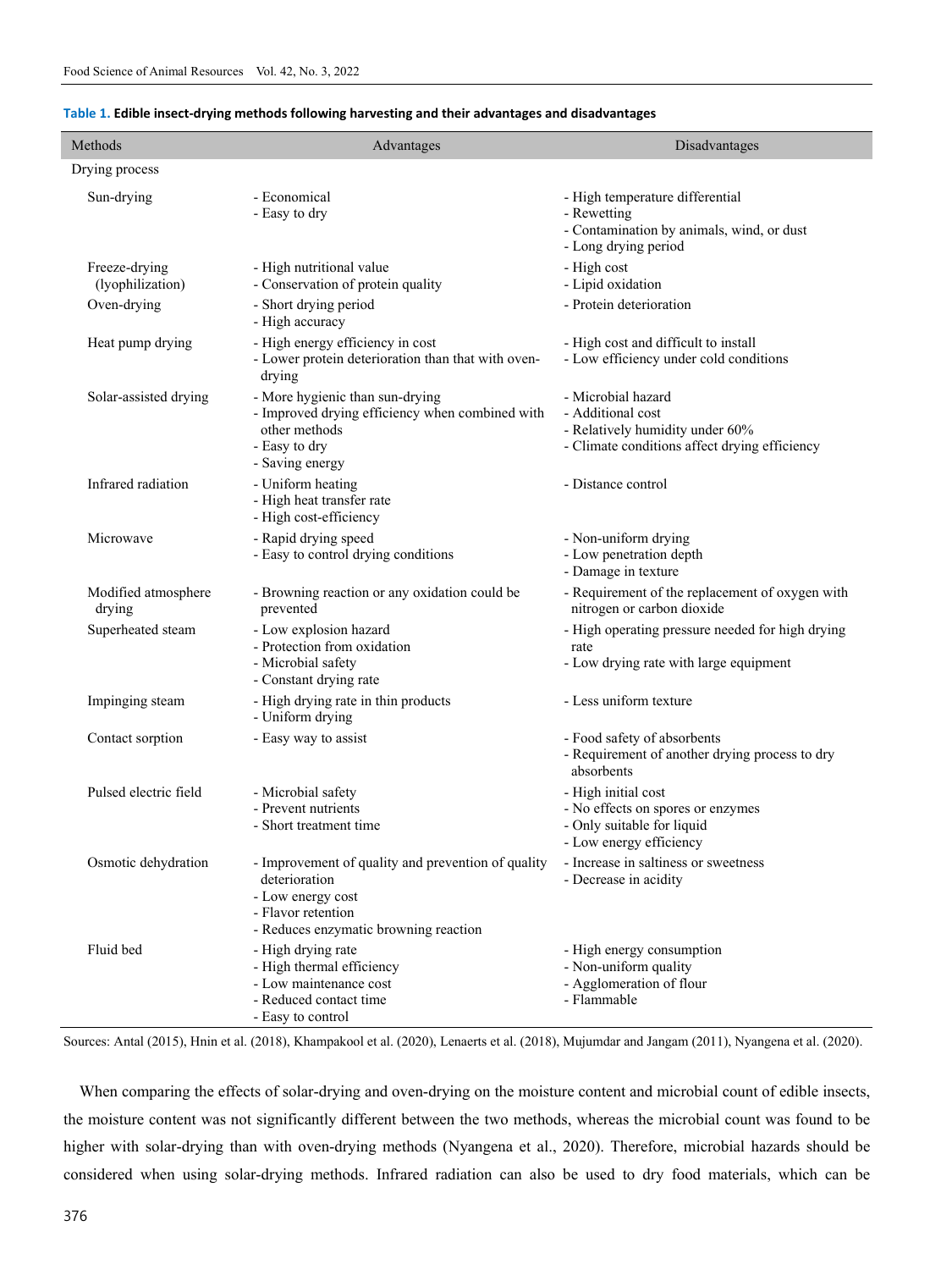**Table 1. Edible insect-drying methods following harvesting and their advantages and disadvantages**

| Methods | Advantages | Disadvantages |
|---|---|---|
| Drying process | | |
| Sun-drying | - Economical<br>- Easy to dry | - High temperature differential<br>- Rewetting<br>- Contamination by animals, wind, or dust<br>- Long drying period |
| Freeze-drying (lyophilization) | - High nutritional value<br>- Conservation of protein quality | - High cost<br>- Lipid oxidation |
| Oven-drying | - Short drying period<br>- High accuracy | - Protein deterioration |
| Heat pump drying | - High energy efficiency in cost<br>- Lower protein deterioration than that with oven-drying | - High cost and difficult to install<br>- Low efficiency under cold conditions |
| Solar-assisted drying | - More hygienic than sun-drying<br>- Improved drying efficiency when combined with other methods<br>- Easy to dry<br>- Saving energy | - Microbial hazard<br>- Additional cost<br>- Relatively humidity under 60%<br>- Climate conditions affect drying efficiency |
| Infrared radiation | - Uniform heating<br>- High heat transfer rate<br>- High cost-efficiency | - Distance control |
| Microwave | - Rapid drying speed<br>- Easy to control drying conditions | - Non-uniform drying<br>- Low penetration depth<br>- Damage in texture |
| Modified atmosphere drying | - Browning reaction or any oxidation could be prevented | - Requirement of the replacement of oxygen with nitrogen or carbon dioxide |
| Superheated steam | - Low explosion hazard<br>- Protection from oxidation<br>- Microbial safety<br>- Constant drying rate | - High operating pressure needed for high drying rate<br>- Low drying rate with large equipment |
| Impinging steam | - High drying rate in thin products<br>- Uniform drying | - Less uniform texture |
| Contact sorption | - Easy way to assist | - Food safety of absorbents<br>- Requirement of another drying process to dry absorbents |
| Pulsed electric field | - Microbial safety<br>- Prevent nutrients<br>- Short treatment time | - High initial cost<br>- No effects on spores or enzymes<br>- Only suitable for liquid<br>- Low energy efficiency |
| Osmotic dehydration | - Improvement of quality and prevention of quality deterioration<br>- Low energy cost<br>- Flavor retention<br>- Reduces enzymatic browning reaction | - Increase in saltiness or sweetness<br>- Decrease in acidity |
| Fluid bed | - High drying rate<br>- High thermal efficiency<br>- Low maintenance cost<br>- Reduced contact time<br>- Easy to control | - High energy consumption<br>- Non-uniform quality<br>- Agglomeration of flour<br>- Flammable |

Sources: Antal (2015), Hnin et al. (2018), Khampakool et al. (2020), Lenaerts et al. (2018), Mujumdar and Jangam (2011), Nyangena et al. (2020).

When comparing the effects of solar-drying and oven-drying on the moisture content and microbial count of edible insects, the moisture content was not significantly different between the two methods, whereas the microbial count was found to be higher with solar-drying than with oven-drying methods (Nyangena et al., 2020). Therefore, microbial hazards should be considered when using solar-drying methods. Infrared radiation can also be used to dry food materials, which can be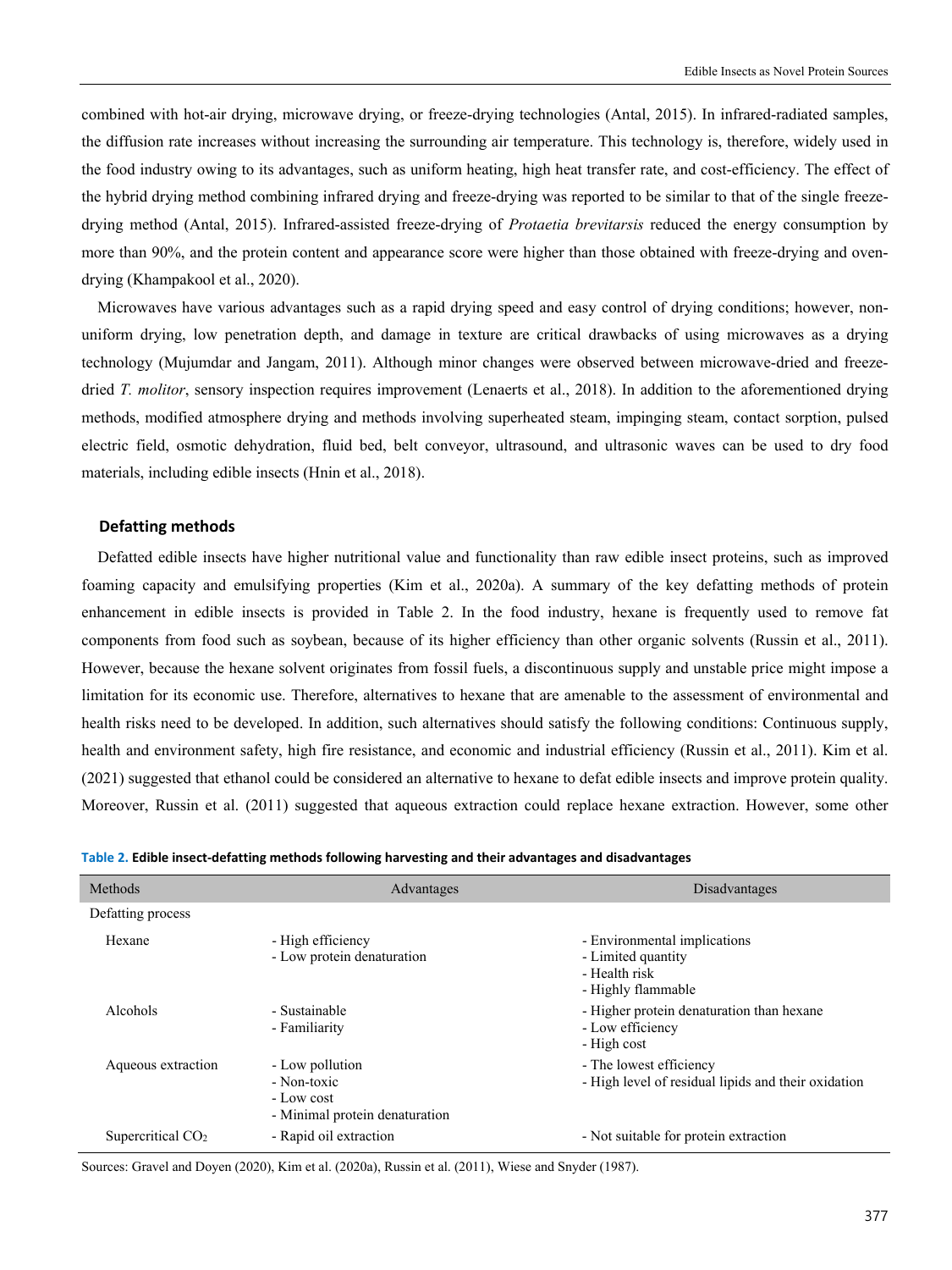combined with hot-air drying, microwave drying, or freeze-drying technologies (Antal, 2015). In infrared-radiated samples, the diffusion rate increases without increasing the surrounding air temperature. This technology is, therefore, widely used in the food industry owing to its advantages, such as uniform heating, high heat transfer rate, and cost-efficiency. The effect of the hybrid drying method combining infrared drying and freeze-drying was reported to be similar to that of the single freeze-drying method (Antal, 2015). Infrared-assisted freeze-drying of *Protaetia brevitarsis* reduced the energy consumption by more than 90%, and the protein content and appearance score were higher than those obtained with freeze-drying and oven-drying (Khampakool et al., 2020).

Microwaves have various advantages such as a rapid drying speed and easy control of drying conditions; however, non-uniform drying, low penetration depth, and damage in texture are critical drawbacks of using microwaves as a drying technology (Mujumdar and Jangam, 2011). Although minor changes were observed between microwave-dried and freeze-dried *T. molitor*, sensory inspection requires improvement (Lenaerts et al., 2018). In addition to the aforementioned drying methods, modified atmosphere drying and methods involving superheated steam, impinging steam, contact sorption, pulsed electric field, osmotic dehydration, fluid bed, belt conveyor, ultrasound, and ultrasonic waves can be used to dry food materials, including edible insects (Hnin et al., 2018).

## Defatting methods

Defatted edible insects have higher nutritional value and functionality than raw edible insect proteins, such as improved foaming capacity and emulsifying properties (Kim et al., 2020a). A summary of the key defatting methods of protein enhancement in edible insects is provided in Table 2. In the food industry, hexane is frequently used to remove fat components from food such as soybean, because of its higher efficiency than other organic solvents (Russin et al., 2011). However, because the hexane solvent originates from fossil fuels, a discontinuous supply and unstable price might impose a limitation for its economic use. Therefore, alternatives to hexane that are amenable to the assessment of environmental and health risks need to be developed. In addition, such alternatives should satisfy the following conditions: Continuous supply, health and environment safety, high fire resistance, and economic and industrial efficiency (Russin et al., 2011). Kim et al. (2021) suggested that ethanol could be considered an alternative to hexane to defat edible insects and improve protein quality. Moreover, Russin et al. (2011) suggested that aqueous extraction could replace hexane extraction. However, some other

**Table 2. Edible insect-defatting methods following harvesting and their advantages and disadvantages**

| Methods | Advantages | Disadvantages |
|---|---|---|
| Defatting process | | |
| Hexane | - High efficiency<br>- Low protein denaturation | - Environmental implications<br>- Limited quantity<br>- Health risk<br>- Highly flammable |
| Alcohols | - Sustainable<br>- Familiarity | - Higher protein denaturation than hexane<br>- Low efficiency<br>- High cost |
| Aqueous extraction | - Low pollution<br>- Non-toxic<br>- Low cost<br>- Minimal protein denaturation | - The lowest efficiency<br>- High level of residual lipids and their oxidation |
| Supercritical $CO_2$ | - Rapid oil extraction | - Not suitable for protein extraction |

Sources: Gravel and Doyen (2020), Kim et al. (2020a), Russin et al. (2011), Wiese and Snyder (1987).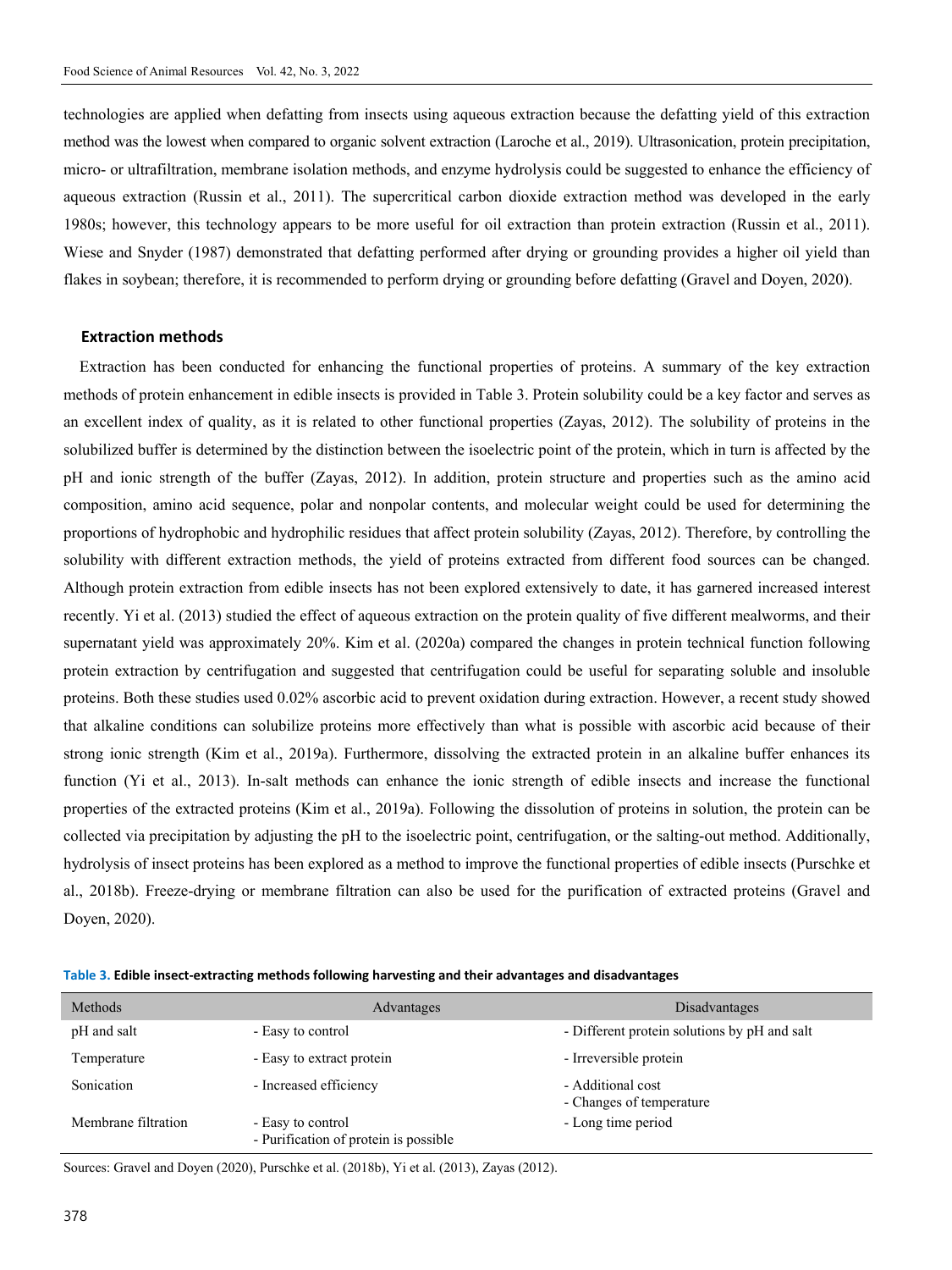technologies are applied when defatting from insects using aqueous extraction because the defatting yield of this extraction method was the lowest when compared to organic solvent extraction (Laroche et al., 2019). Ultrasonication, protein precipitation, micro- or ultrafiltration, membrane isolation methods, and enzyme hydrolysis could be suggested to enhance the efficiency of aqueous extraction (Russin et al., 2011). The supercritical carbon dioxide extraction method was developed in the early 1980s; however, this technology appears to be more useful for oil extraction than protein extraction (Russin et al., 2011). Wiese and Snyder (1987) demonstrated that defatting performed after drying or grounding provides a higher oil yield than flakes in soybean; therefore, it is recommended to perform drying or grounding before defatting (Gravel and Doyen, 2020).

### Extraction methods

Extraction has been conducted for enhancing the functional properties of proteins. A summary of the key extraction methods of protein enhancement in edible insects is provided in Table 3. Protein solubility could be a key factor and serves as an excellent index of quality, as it is related to other functional properties (Zayas, 2012). The solubility of proteins in the solubilized buffer is determined by the distinction between the isoelectric point of the protein, which in turn is affected by the pH and ionic strength of the buffer (Zayas, 2012). In addition, protein structure and properties such as the amino acid composition, amino acid sequence, polar and nonpolar contents, and molecular weight could be used for determining the proportions of hydrophobic and hydrophilic residues that affect protein solubility (Zayas, 2012). Therefore, by controlling the solubility with different extraction methods, the yield of proteins extracted from different food sources can be changed. Although protein extraction from edible insects has not been explored extensively to date, it has garnered increased interest recently. Yi et al. (2013) studied the effect of aqueous extraction on the protein quality of five different mealworms, and their supernatant yield was approximately 20%. Kim et al. (2020a) compared the changes in protein technical function following protein extraction by centrifugation and suggested that centrifugation could be useful for separating soluble and insoluble proteins. Both these studies used 0.02% ascorbic acid to prevent oxidation during extraction. However, a recent study showed that alkaline conditions can solubilize proteins more effectively than what is possible with ascorbic acid because of their strong ionic strength (Kim et al., 2019a). Furthermore, dissolving the extracted protein in an alkaline buffer enhances its function (Yi et al., 2013). In-salt methods can enhance the ionic strength of edible insects and increase the functional properties of the extracted proteins (Kim et al., 2019a). Following the dissolution of proteins in solution, the protein can be collected via precipitation by adjusting the pH to the isoelectric point, centrifugation, or the salting-out method. Additionally, hydrolysis of insect proteins has been explored as a method to improve the functional properties of edible insects (Purschke et al., 2018b). Freeze-drying or membrane filtration can also be used for the purification of extracted proteins (Gravel and Doyen, 2020).

**Table 3. Edible insect-extracting methods following harvesting and their advantages and disadvantages**

| Methods | Advantages | Disadvantages |
|---|---|---|
| pH and salt | - Easy to control | - Different protein solutions by pH and salt |
| Temperature | - Easy to extract protein | - Irreversible protein |
| Sonication | - Increased efficiency | - Additional cost<br>- Changes of temperature |
| Membrane filtration | - Easy to control<br>- Purification of protein is possible | - Long time period |

Sources: Gravel and Doyen (2020), Purschke et al. (2018b), Yi et al. (2013), Zayas (2012).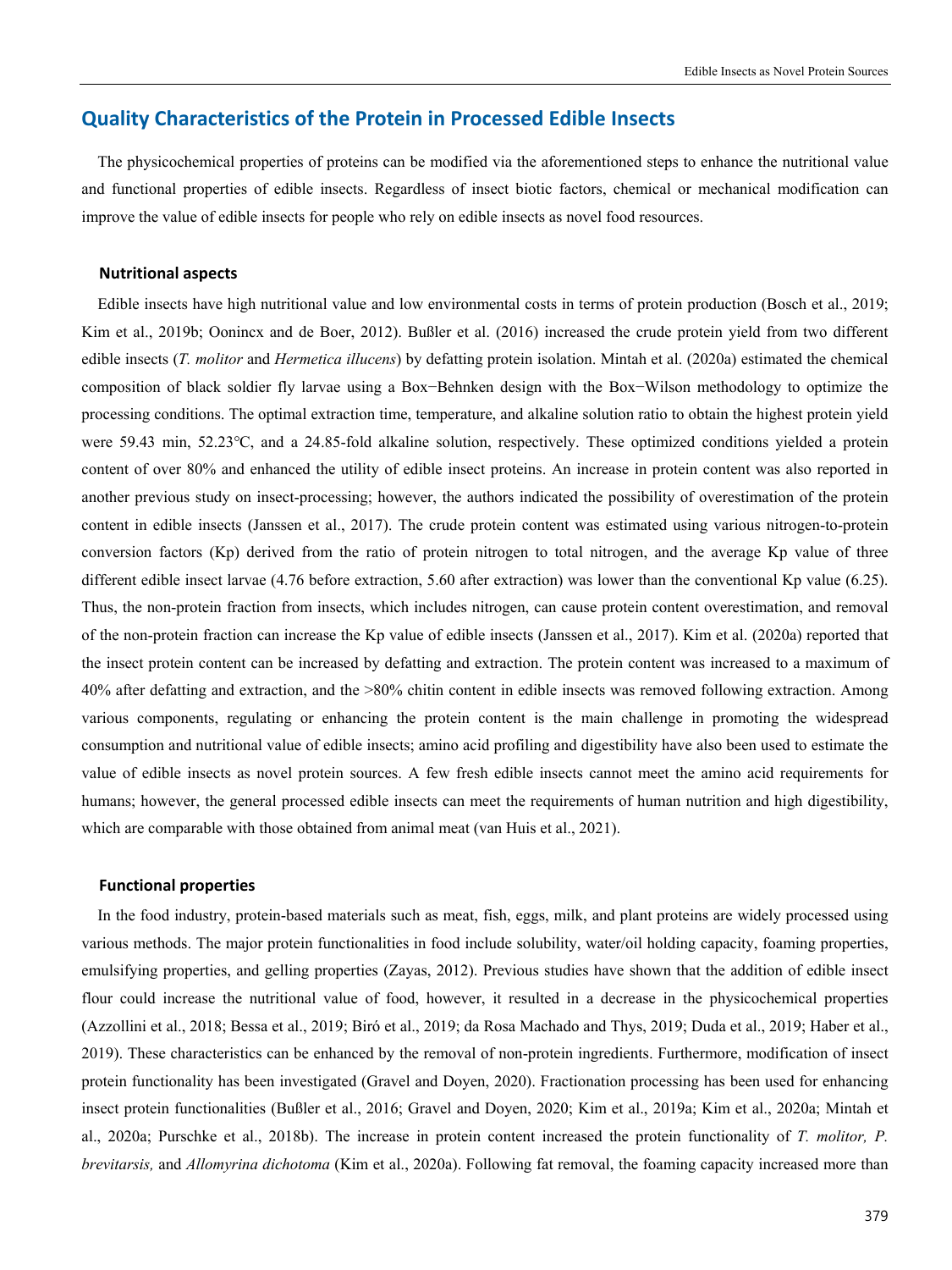## Quality Characteristics of the Protein in Processed Edible Insects

The physicochemical properties of proteins can be modified via the aforementioned steps to enhance the nutritional value and functional properties of edible insects. Regardless of insect biotic factors, chemical or mechanical modification can improve the value of edible insects for people who rely on edible insects as novel food resources.

### Nutritional aspects

Edible insects have high nutritional value and low environmental costs in terms of protein production (Bosch et al., 2019; Kim et al., 2019b; Oonincx and de Boer, 2012). Bußler et al. (2016) increased the crude protein yield from two different edible insects (*T. molitor* and *Hermetica illucens*) by defatting protein isolation. Mintah et al. (2020a) estimated the chemical composition of black soldier fly larvae using a Box−Behnken design with the Box−Wilson methodology to optimize the processing conditions. The optimal extraction time, temperature, and alkaline solution ratio to obtain the highest protein yield were 59.43 min, 52.23℃, and a 24.85-fold alkaline solution, respectively. These optimized conditions yielded a protein content of over 80% and enhanced the utility of edible insect proteins. An increase in protein content was also reported in another previous study on insect-processing; however, the authors indicated the possibility of overestimation of the protein content in edible insects (Janssen et al., 2017). The crude protein content was estimated using various nitrogen-to-protein conversion factors (Kp) derived from the ratio of protein nitrogen to total nitrogen, and the average Kp value of three different edible insect larvae (4.76 before extraction, 5.60 after extraction) was lower than the conventional Kp value (6.25). Thus, the non-protein fraction from insects, which includes nitrogen, can cause protein content overestimation, and removal of the non-protein fraction can increase the Kp value of edible insects (Janssen et al., 2017). Kim et al. (2020a) reported that the insect protein content can be increased by defatting and extraction. The protein content was increased to a maximum of 40% after defatting and extraction, and the >80% chitin content in edible insects was removed following extraction. Among various components, regulating or enhancing the protein content is the main challenge in promoting the widespread consumption and nutritional value of edible insects; amino acid profiling and digestibility have also been used to estimate the value of edible insects as novel protein sources. A few fresh edible insects cannot meet the amino acid requirements for humans; however, the general processed edible insects can meet the requirements of human nutrition and high digestibility, which are comparable with those obtained from animal meat (van Huis et al., 2021).

### Functional properties

In the food industry, protein-based materials such as meat, fish, eggs, milk, and plant proteins are widely processed using various methods. The major protein functionalities in food include solubility, water/oil holding capacity, foaming properties, emulsifying properties, and gelling properties (Zayas, 2012). Previous studies have shown that the addition of edible insect flour could increase the nutritional value of food, however, it resulted in a decrease in the physicochemical properties (Azzollini et al., 2018; Bessa et al., 2019; Biró et al., 2019; da Rosa Machado and Thys, 2019; Duda et al., 2019; Haber et al., 2019). These characteristics can be enhanced by the removal of non-protein ingredients. Furthermore, modification of insect protein functionality has been investigated (Gravel and Doyen, 2020). Fractionation processing has been used for enhancing insect protein functionalities (Bußler et al., 2016; Gravel and Doyen, 2020; Kim et al., 2019a; Kim et al., 2020a; Mintah et al., 2020a; Purschke et al., 2018b). The increase in protein content increased the protein functionality of *T. molitor, P. brevitarsis,* and *Allomyrina dichotoma* (Kim et al., 2020a). Following fat removal, the foaming capacity increased more than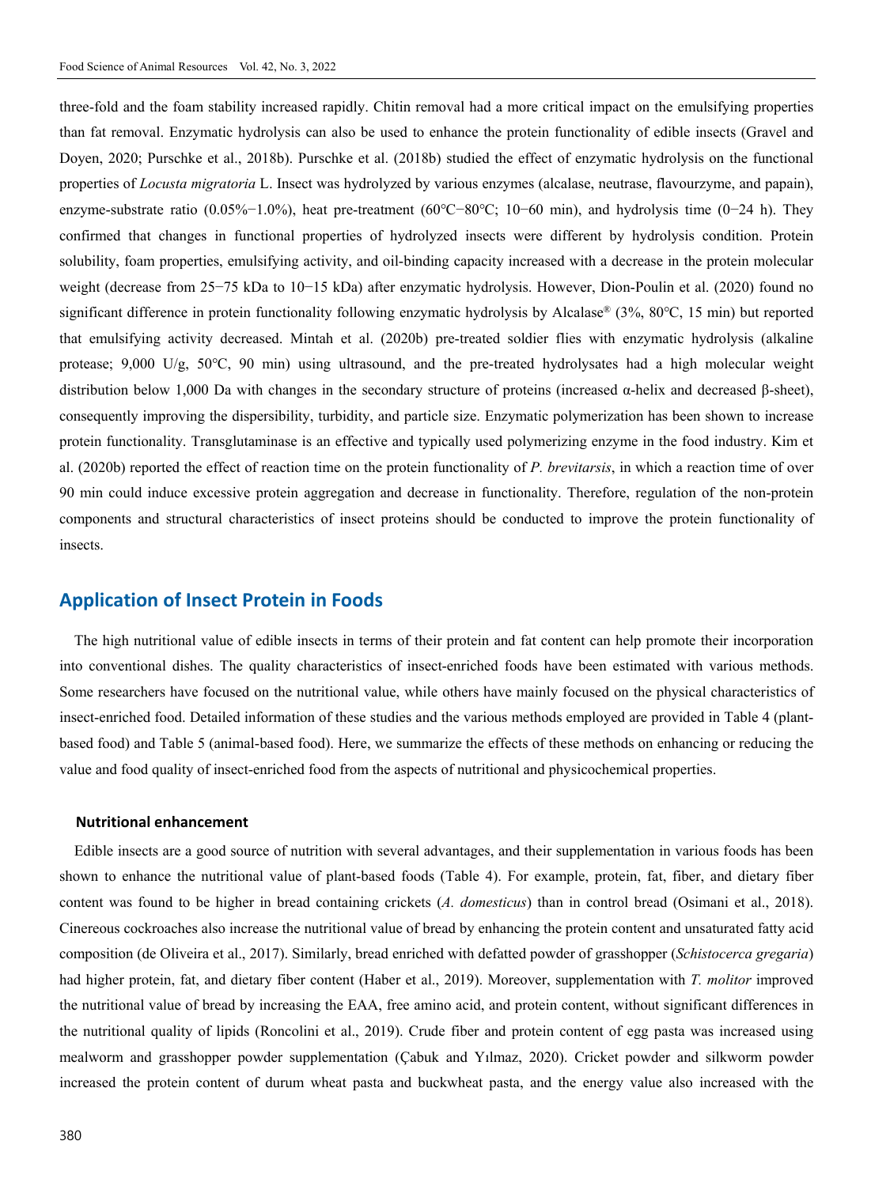three-fold and the foam stability increased rapidly. Chitin removal had a more critical impact on the emulsifying properties than fat removal. Enzymatic hydrolysis can also be used to enhance the protein functionality of edible insects (Gravel and Doyen, 2020; Purschke et al., 2018b). Purschke et al. (2018b) studied the effect of enzymatic hydrolysis on the functional properties of *Locusta migratoria* L. Insect was hydrolyzed by various enzymes (alcalase, neutrase, flavourzyme, and papain), enzyme-substrate ratio (0.05%−1.0%), heat pre-treatment (60℃−80℃; 10−60 min), and hydrolysis time (0−24 h). They confirmed that changes in functional properties of hydrolyzed insects were different by hydrolysis condition. Protein solubility, foam properties, emulsifying activity, and oil-binding capacity increased with a decrease in the protein molecular weight (decrease from 25−75 kDa to 10−15 kDa) after enzymatic hydrolysis. However, Dion-Poulin et al. (2020) found no significant difference in protein functionality following enzymatic hydrolysis by Alcalase® (3%, 80℃, 15 min) but reported that emulsifying activity decreased. Mintah et al. (2020b) pre-treated soldier flies with enzymatic hydrolysis (alkaline protease; 9,000 U/g, 50℃, 90 min) using ultrasound, and the pre-treated hydrolysates had a high molecular weight distribution below 1,000 Da with changes in the secondary structure of proteins (increased α-helix and decreased β-sheet), consequently improving the dispersibility, turbidity, and particle size. Enzymatic polymerization has been shown to increase protein functionality. Transglutaminase is an effective and typically used polymerizing enzyme in the food industry. Kim et al. (2020b) reported the effect of reaction time on the protein functionality of *P. brevitarsis*, in which a reaction time of over 90 min could induce excessive protein aggregation and decrease in functionality. Therefore, regulation of the non-protein components and structural characteristics of insect proteins should be conducted to improve the protein functionality of insects.

## Application of Insect Protein in Foods

The high nutritional value of edible insects in terms of their protein and fat content can help promote their incorporation into conventional dishes. The quality characteristics of insect-enriched foods have been estimated with various methods. Some researchers have focused on the nutritional value, while others have mainly focused on the physical characteristics of insect-enriched food. Detailed information of these studies and the various methods employed are provided in Table 4 (plant-based food) and Table 5 (animal-based food). Here, we summarize the effects of these methods on enhancing or reducing the value and food quality of insect-enriched food from the aspects of nutritional and physicochemical properties.

### Nutritional enhancement

Edible insects are a good source of nutrition with several advantages, and their supplementation in various foods has been shown to enhance the nutritional value of plant-based foods (Table 4). For example, protein, fat, fiber, and dietary fiber content was found to be higher in bread containing crickets (*A. domesticus*) than in control bread (Osimani et al., 2018). Cinereous cockroaches also increase the nutritional value of bread by enhancing the protein content and unsaturated fatty acid composition (de Oliveira et al., 2017). Similarly, bread enriched with defatted powder of grasshopper (*Schistocerca gregaria*) had higher protein, fat, and dietary fiber content (Haber et al., 2019). Moreover, supplementation with *T. molitor* improved the nutritional value of bread by increasing the EAA, free amino acid, and protein content, without significant differences in the nutritional quality of lipids (Roncolini et al., 2019). Crude fiber and protein content of egg pasta was increased using mealworm and grasshopper powder supplementation (Çabuk and Yılmaz, 2020). Cricket powder and silkworm powder increased the protein content of durum wheat pasta and buckwheat pasta, and the energy value also increased with the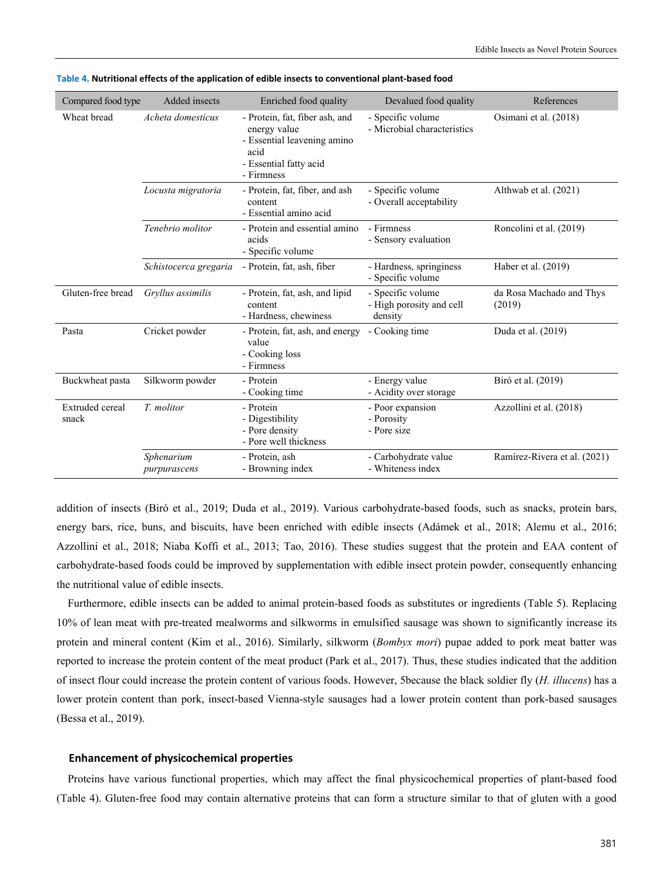**Table 4. Nutritional effects of the application of edible insects to conventional plant-based food**

| Compared food type | Added insects | Enriched food quality | Devalued food quality | References |
|---|---|---|---|---|
| Wheat bread | *Acheta domesticus* | - Protein, fat, fiber ash, and energy value<br>- Essential leavening amino acid<br>- Essential fatty acid<br>- Firmness | - Specific volume<br>- Microbial characteristics | Osimani et al. (2018) |
| | *Locusta migratoria* | - Protein, fat, fiber, and ash content<br>- Essential amino acid | - Specific volume<br>- Overall acceptability | Althwab et al. (2021) |
| | *Tenebrio molitor* | - Protein and essential amino acids<br>- Specific volume | - Firmness<br>- Sensory evaluation | Roncolini et al. (2019) |
| | *Schistocerca gregaria* | - Protein, fat, ash, fiber | - Hardness, springiness<br>- Specific volume | Haber et al. (2019) |
| Gluten-free bread | *Gryllus assimilis* | - Protein, fat, ash, and lipid content<br>- Hardness, chewiness | - Specific volume<br>- High porosity and cell density | da Rosa Machado and Thys (2019) |
| Pasta | Cricket powder | - Protein, fat, ash, and energy value<br>- Cooking loss<br>- Firmness | - Cooking time | Duda et al. (2019) |
| Buckwheat pasta | Silkworm powder | - Protein<br>- Cooking time | - Energy value<br>- Acidity over storage | Biró et al. (2019) |
| Extruded cereal snack | *T. molitor* | - Protein<br>- Digestibility<br>- Pore density<br>- Pore well thickness | - Poor expansion<br>- Porosity<br>- Pore size | Azzollini et al. (2018) |
| | *Sphenarium purpurascens* | - Protein, ash<br>- Browning index | - Carbohydrate value<br>- Whiteness index | Ramírez-Rivera et al. (2021) |

addition of insects (Biró et al., 2019; Duda et al., 2019). Various carbohydrate-based foods, such as snacks, protein bars, energy bars, rice, buns, and biscuits, have been enriched with edible insects (Adámek et al., 2018; Alemu et al., 2016; Azzollini et al., 2018; Niaba Koffi et al., 2013; Tao, 2016). These studies suggest that the protein and EAA content of carbohydrate-based foods could be improved by supplementation with edible insect protein powder, consequently enhancing the nutritional value of edible insects.

Furthermore, edible insects can be added to animal protein-based foods as substitutes or ingredients (Table 5). Replacing 10% of lean meat with pre-treated mealworms and silkworms in emulsified sausage was shown to significantly increase its protein and mineral content (Kim et al., 2016). Similarly, silkworm (*Bombyx mori*) pupae added to pork meat batter was reported to increase the protein content of the meat product (Park et al., 2017). Thus, these studies indicated that the addition of insect flour could increase the protein content of various foods. However, 5because the black soldier fly (*H. illucens*) has a lower protein content than pork, insect-based Vienna-style sausages had a lower protein content than pork-based sausages (Bessa et al., 2019).

## Enhancement of physicochemical properties

Proteins have various functional properties, which may affect the final physicochemical properties of plant-based food (Table 4). Gluten-free food may contain alternative proteins that can form a structure similar to that of gluten with a good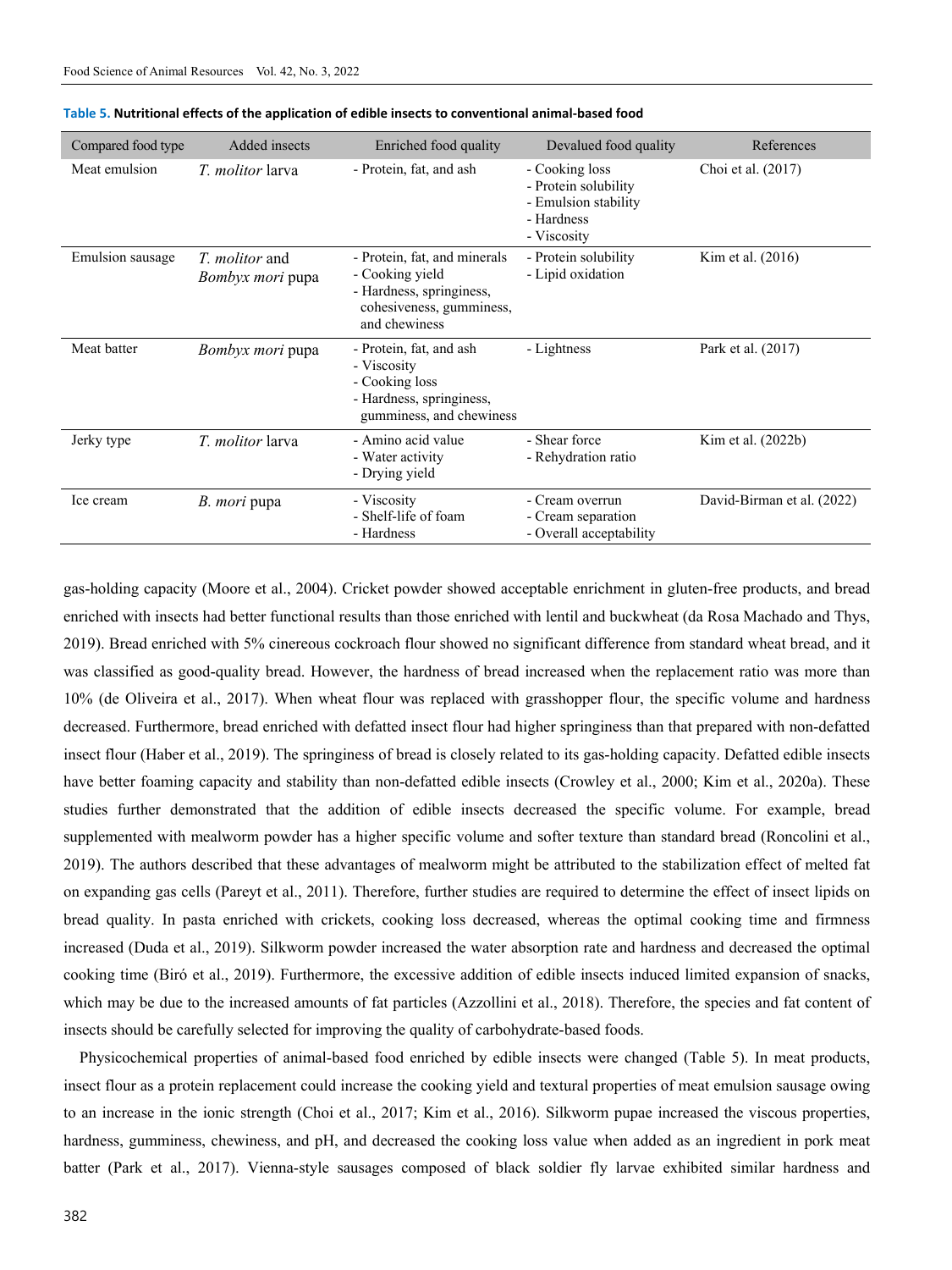**Table 5. Nutritional effects of the application of edible insects to conventional animal-based food**

| Compared food type | Added insects | Enriched food quality | Devalued food quality | References |
|---|---|---|---|---|
| Meat emulsion | *T. molitor* larva | - Protein, fat, and ash | - Cooking loss<br>- Protein solubility<br>- Emulsion stability<br>- Hardness<br>- Viscosity | Choi et al. (2017) |
| Emulsion sausage | *T. molitor* and *Bombyx mori* pupa | - Protein, fat, and minerals<br>- Cooking yield<br>- Hardness, springiness, cohesiveness, gumminess, and chewiness | - Protein solubility<br>- Lipid oxidation | Kim et al. (2016) |
| Meat batter | *Bombyx mori* pupa | - Protein, fat, and ash<br>- Viscosity<br>- Cooking loss<br>- Hardness, springiness, gumminess, and chewiness | - Lightness | Park et al. (2017) |
| Jerky type | *T. molitor* larva | - Amino acid value<br>- Water activity<br>- Drying yield | - Shear force<br>- Rehydration ratio | Kim et al. (2022b) |
| Ice cream | *B. mori* pupa | - Viscosity<br>- Shelf-life of foam<br>- Hardness | - Cream overrun<br>- Cream separation<br>- Overall acceptability | David-Birman et al. (2022) |

gas-holding capacity (Moore et al., 2004). Cricket powder showed acceptable enrichment in gluten-free products, and bread enriched with insects had better functional results than those enriched with lentil and buckwheat (da Rosa Machado and Thys, 2019). Bread enriched with 5% cinereous cockroach flour showed no significant difference from standard wheat bread, and it was classified as good-quality bread. However, the hardness of bread increased when the replacement ratio was more than 10% (de Oliveira et al., 2017). When wheat flour was replaced with grasshopper flour, the specific volume and hardness decreased. Furthermore, bread enriched with defatted insect flour had higher springiness than that prepared with non-defatted insect flour (Haber et al., 2019). The springiness of bread is closely related to its gas-holding capacity. Defatted edible insects have better foaming capacity and stability than non-defatted edible insects (Crowley et al., 2000; Kim et al., 2020a). These studies further demonstrated that the addition of edible insects decreased the specific volume. For example, bread supplemented with mealworm powder has a higher specific volume and softer texture than standard bread (Roncolini et al., 2019). The authors described that these advantages of mealworm might be attributed to the stabilization effect of melted fat on expanding gas cells (Pareyt et al., 2011). Therefore, further studies are required to determine the effect of insect lipids on bread quality. In pasta enriched with crickets, cooking loss decreased, whereas the optimal cooking time and firmness increased (Duda et al., 2019). Silkworm powder increased the water absorption rate and hardness and decreased the optimal cooking time (Biró et al., 2019). Furthermore, the excessive addition of edible insects induced limited expansion of snacks, which may be due to the increased amounts of fat particles (Azzollini et al., 2018). Therefore, the species and fat content of insects should be carefully selected for improving the quality of carbohydrate-based foods.

Physicochemical properties of animal-based food enriched by edible insects were changed (Table 5). In meat products, insect flour as a protein replacement could increase the cooking yield and textural properties of meat emulsion sausage owing to an increase in the ionic strength (Choi et al., 2017; Kim et al., 2016). Silkworm pupae increased the viscous properties, hardness, gumminess, chewiness, and pH, and decreased the cooking loss value when added as an ingredient in pork meat batter (Park et al., 2017). Vienna-style sausages composed of black soldier fly larvae exhibited similar hardness and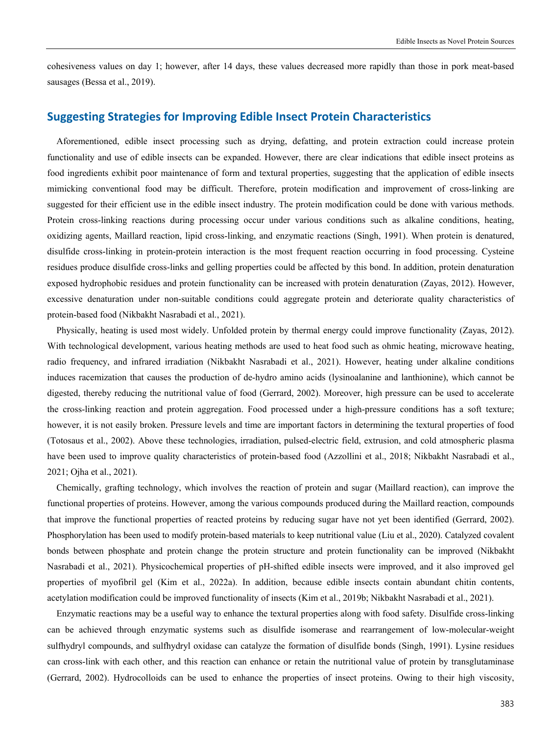cohesiveness values on day 1; however, after 14 days, these values decreased more rapidly than those in pork meat-based sausages (Bessa et al., 2019).

## Suggesting Strategies for Improving Edible Insect Protein Characteristics

Aforementioned, edible insect processing such as drying, defatting, and protein extraction could increase protein functionality and use of edible insects can be expanded. However, there are clear indications that edible insect proteins as food ingredients exhibit poor maintenance of form and textural properties, suggesting that the application of edible insects mimicking conventional food may be difficult. Therefore, protein modification and improvement of cross-linking are suggested for their efficient use in the edible insect industry. The protein modification could be done with various methods. Protein cross-linking reactions during processing occur under various conditions such as alkaline conditions, heating, oxidizing agents, Maillard reaction, lipid cross-linking, and enzymatic reactions (Singh, 1991). When protein is denatured, disulfide cross-linking in protein-protein interaction is the most frequent reaction occurring in food processing. Cysteine residues produce disulfide cross-links and gelling properties could be affected by this bond. In addition, protein denaturation exposed hydrophobic residues and protein functionality can be increased with protein denaturation (Zayas, 2012). However, excessive denaturation under non-suitable conditions could aggregate protein and deteriorate quality characteristics of protein-based food (Nikbakht Nasrabadi et al., 2021).

Physically, heating is used most widely. Unfolded protein by thermal energy could improve functionality (Zayas, 2012). With technological development, various heating methods are used to heat food such as ohmic heating, microwave heating, radio frequency, and infrared irradiation (Nikbakht Nasrabadi et al., 2021). However, heating under alkaline conditions induces racemization that causes the production of de-hydro amino acids (lysinoalanine and lanthionine), which cannot be digested, thereby reducing the nutritional value of food (Gerrard, 2002). Moreover, high pressure can be used to accelerate the cross-linking reaction and protein aggregation. Food processed under a high-pressure conditions has a soft texture; however, it is not easily broken. Pressure levels and time are important factors in determining the textural properties of food (Totosaus et al., 2002). Above these technologies, irradiation, pulsed-electric field, extrusion, and cold atmospheric plasma have been used to improve quality characteristics of protein-based food (Azzollini et al., 2018; Nikbakht Nasrabadi et al., 2021; Ojha et al., 2021).

Chemically, grafting technology, which involves the reaction of protein and sugar (Maillard reaction), can improve the functional properties of proteins. However, among the various compounds produced during the Maillard reaction, compounds that improve the functional properties of reacted proteins by reducing sugar have not yet been identified (Gerrard, 2002). Phosphorylation has been used to modify protein-based materials to keep nutritional value (Liu et al., 2020). Catalyzed covalent bonds between phosphate and protein change the protein structure and protein functionality can be improved (Nikbakht Nasrabadi et al., 2021). Physicochemical properties of pH-shifted edible insects were improved, and it also improved gel properties of myofibril gel (Kim et al., 2022a). In addition, because edible insects contain abundant chitin contents, acetylation modification could be improved functionality of insects (Kim et al., 2019b; Nikbakht Nasrabadi et al., 2021).

Enzymatic reactions may be a useful way to enhance the textural properties along with food safety. Disulfide cross-linking can be achieved through enzymatic systems such as disulfide isomerase and rearrangement of low-molecular-weight sulfhydryl compounds, and sulfhydryl oxidase can catalyze the formation of disulfide bonds (Singh, 1991). Lysine residues can cross-link with each other, and this reaction can enhance or retain the nutritional value of protein by transglutaminase (Gerrard, 2002). Hydrocolloids can be used to enhance the properties of insect proteins. Owing to their high viscosity,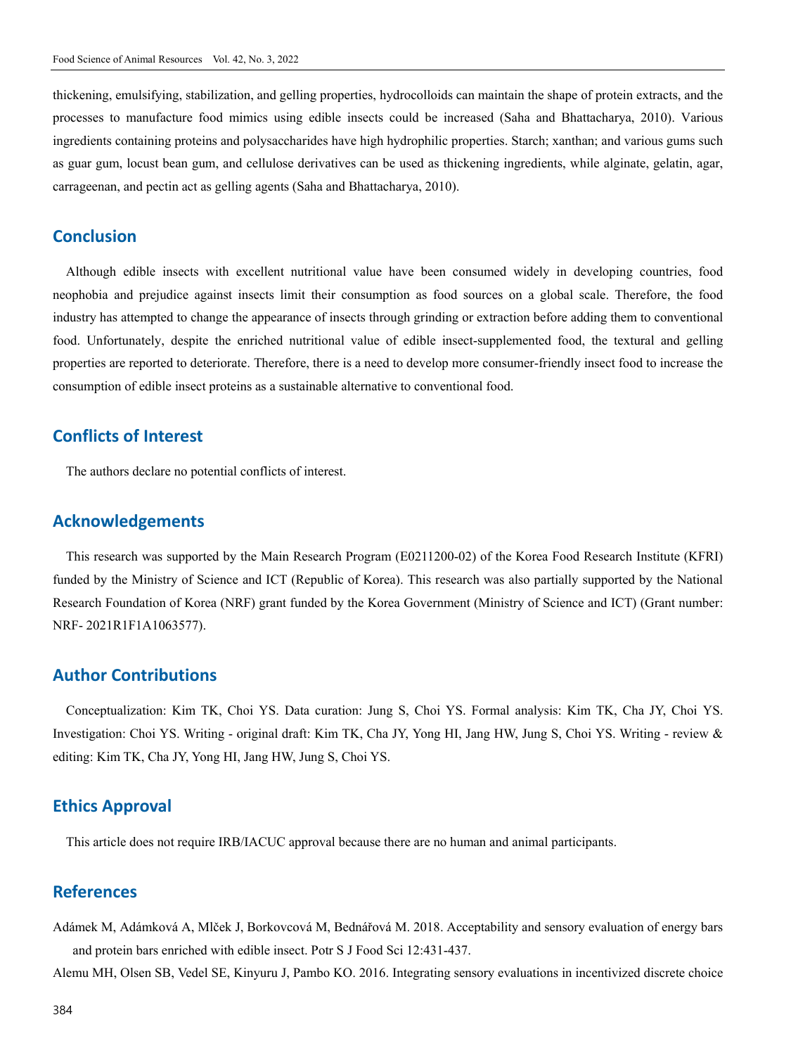thickening, emulsifying, stabilization, and gelling properties, hydrocolloids can maintain the shape of protein extracts, and the processes to manufacture food mimics using edible insects could be increased (Saha and Bhattacharya, 2010). Various ingredients containing proteins and polysaccharides have high hydrophilic properties. Starch; xanthan; and various gums such as guar gum, locust bean gum, and cellulose derivatives can be used as thickening ingredients, while alginate, gelatin, agar, carrageenan, and pectin act as gelling agents (Saha and Bhattacharya, 2010).

## Conclusion

Although edible insects with excellent nutritional value have been consumed widely in developing countries, food neophobia and prejudice against insects limit their consumption as food sources on a global scale. Therefore, the food industry has attempted to change the appearance of insects through grinding or extraction before adding them to conventional food. Unfortunately, despite the enriched nutritional value of edible insect-supplemented food, the textural and gelling properties are reported to deteriorate. Therefore, there is a need to develop more consumer-friendly insect food to increase the consumption of edible insect proteins as a sustainable alternative to conventional food.

## Conflicts of Interest

The authors declare no potential conflicts of interest.

## Acknowledgements

This research was supported by the Main Research Program (E0211200-02) of the Korea Food Research Institute (KFRI) funded by the Ministry of Science and ICT (Republic of Korea). This research was also partially supported by the National Research Foundation of Korea (NRF) grant funded by the Korea Government (Ministry of Science and ICT) (Grant number: NRF- 2021R1F1A1063577).

## Author Contributions

Conceptualization: Kim TK, Choi YS. Data curation: Jung S, Choi YS. Formal analysis: Kim TK, Cha JY, Choi YS. Investigation: Choi YS. Writing - original draft: Kim TK, Cha JY, Yong HI, Jang HW, Jung S, Choi YS. Writing - review & editing: Kim TK, Cha JY, Yong HI, Jang HW, Jung S, Choi YS.

## Ethics Approval

This article does not require IRB/IACUC approval because there are no human and animal participants.

## References

Adámek M, Adámková A, Mlček J, Borkovcová M, Bednářová M. 2018. Acceptability and sensory evaluation of energy bars and protein bars enriched with edible insect. Potr S J Food Sci 12:431-437.

Alemu MH, Olsen SB, Vedel SE, Kinyuru J, Pambo KO. 2016. Integrating sensory evaluations in incentivized discrete choice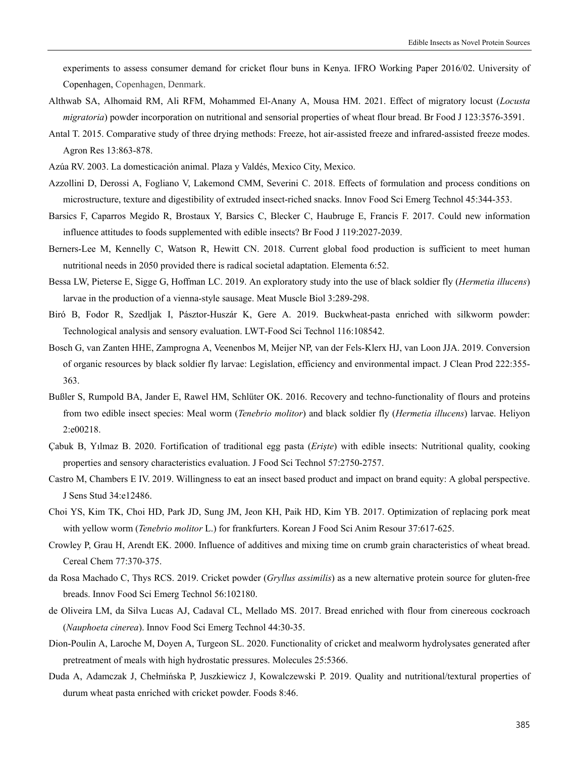experiments to assess consumer demand for cricket flour buns in Kenya. IFRO Working Paper 2016/02. University of Copenhagen, Copenhagen, Denmark.

Althwab SA, Alhomaid RM, Ali RFM, Mohammed El-Anany A, Mousa HM. 2021. Effect of migratory locust (*Locusta migratoria*) powder incorporation on nutritional and sensorial properties of wheat flour bread. Br Food J 123:3576-3591.

Antal T. 2015. Comparative study of three drying methods: Freeze, hot air-assisted freeze and infrared-assisted freeze modes. Agron Res 13:863-878.

Azúa RV. 2003. La domesticación animal. Plaza y Valdés, Mexico City, Mexico.

Azzollini D, Derossi A, Fogliano V, Lakemond CMM, Severini C. 2018. Effects of formulation and process conditions on microstructure, texture and digestibility of extruded insect-riched snacks. Innov Food Sci Emerg Technol 45:344-353.

Barsics F, Caparros Megido R, Brostaux Y, Barsics C, Blecker C, Haubruge E, Francis F. 2017. Could new information influence attitudes to foods supplemented with edible insects? Br Food J 119:2027-2039.

Berners-Lee M, Kennelly C, Watson R, Hewitt CN. 2018. Current global food production is sufficient to meet human nutritional needs in 2050 provided there is radical societal adaptation. Elementa 6:52.

Bessa LW, Pieterse E, Sigge G, Hoffman LC. 2019. An exploratory study into the use of black soldier fly (*Hermetia illucens*) larvae in the production of a vienna-style sausage. Meat Muscle Biol 3:289-298.

Biró B, Fodor R, Szedljak I, Pásztor-Huszár K, Gere A. 2019. Buckwheat-pasta enriched with silkworm powder: Technological analysis and sensory evaluation. LWT-Food Sci Technol 116:108542.

Bosch G, van Zanten HHE, Zamprogna A, Veenenbos M, Meijer NP, van der Fels-Klerx HJ, van Loon JJA. 2019. Conversion of organic resources by black soldier fly larvae: Legislation, efficiency and environmental impact. J Clean Prod 222:355-363.

Bußler S, Rumpold BA, Jander E, Rawel HM, Schlüter OK. 2016. Recovery and techno-functionality of flours and proteins from two edible insect species: Meal worm (*Tenebrio molitor*) and black soldier fly (*Hermetia illucens*) larvae. Heliyon 2:e00218.

Çabuk B, Yılmaz B. 2020. Fortification of traditional egg pasta (*Erişte*) with edible insects: Nutritional quality, cooking properties and sensory characteristics evaluation. J Food Sci Technol 57:2750-2757.

Castro M, Chambers E IV. 2019. Willingness to eat an insect based product and impact on brand equity: A global perspective. J Sens Stud 34:e12486.

Choi YS, Kim TK, Choi HD, Park JD, Sung JM, Jeon KH, Paik HD, Kim YB. 2017. Optimization of replacing pork meat with yellow worm (*Tenebrio molitor* L.) for frankfurters. Korean J Food Sci Anim Resour 37:617-625.

Crowley P, Grau H, Arendt EK. 2000. Influence of additives and mixing time on crumb grain characteristics of wheat bread. Cereal Chem 77:370-375.

da Rosa Machado C, Thys RCS. 2019. Cricket powder (*Gryllus assimilis*) as a new alternative protein source for gluten-free breads. Innov Food Sci Emerg Technol 56:102180.

de Oliveira LM, da Silva Lucas AJ, Cadaval CL, Mellado MS. 2017. Bread enriched with flour from cinereous cockroach (*Nauphoeta cinerea*). Innov Food Sci Emerg Technol 44:30-35.

Dion-Poulin A, Laroche M, Doyen A, Turgeon SL. 2020. Functionality of cricket and mealworm hydrolysates generated after pretreatment of meals with high hydrostatic pressures. Molecules 25:5366.

Duda A, Adamczak J, Chełmińska P, Juszkiewicz J, Kowalczewski P. 2019. Quality and nutritional/textural properties of durum wheat pasta enriched with cricket powder. Foods 8:46.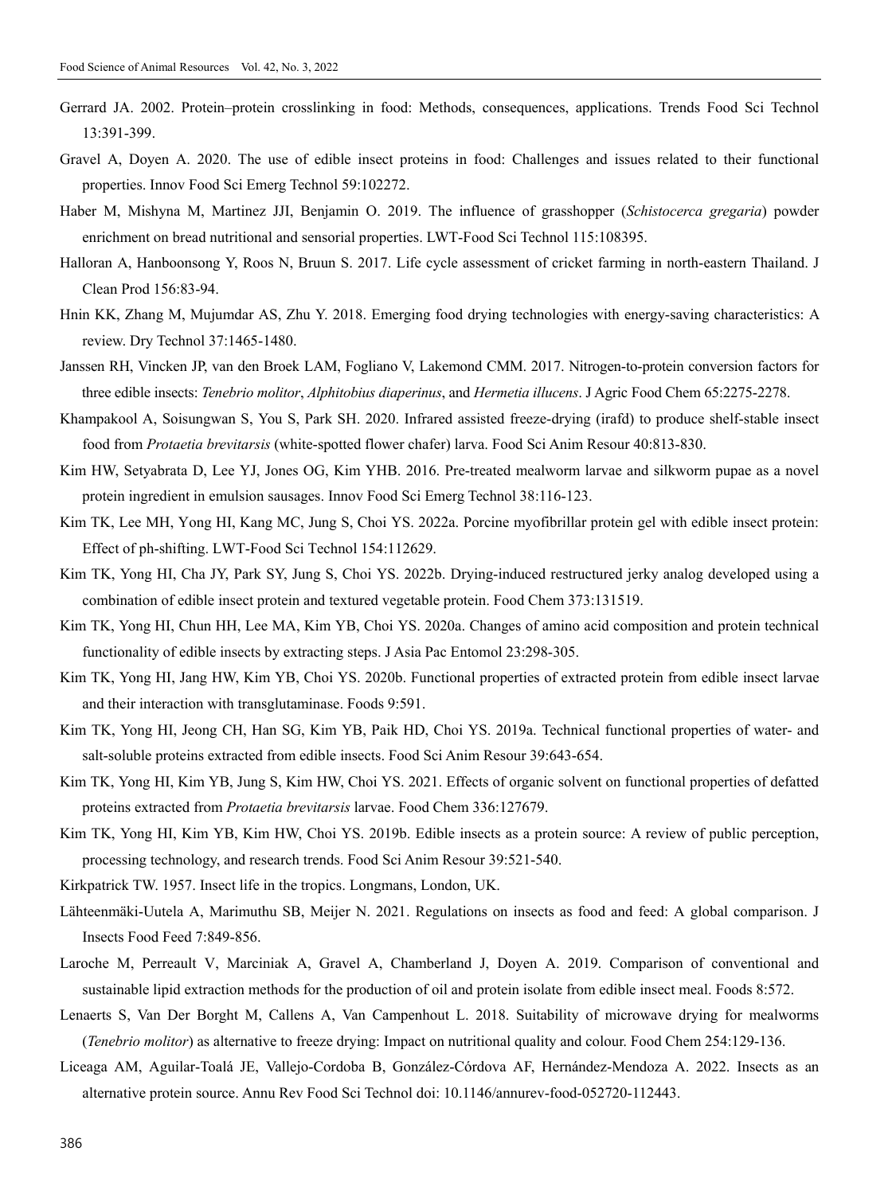Gerrard JA. 2002. Protein–protein crosslinking in food: Methods, consequences, applications. Trends Food Sci Technol 13:391-399.

Gravel A, Doyen A. 2020. The use of edible insect proteins in food: Challenges and issues related to their functional properties. Innov Food Sci Emerg Technol 59:102272.

Haber M, Mishyna M, Martinez JJI, Benjamin O. 2019. The influence of grasshopper (*Schistocerca gregaria*) powder enrichment on bread nutritional and sensorial properties. LWT-Food Sci Technol 115:108395.

Halloran A, Hanboonsong Y, Roos N, Bruun S. 2017. Life cycle assessment of cricket farming in north-eastern Thailand. J Clean Prod 156:83-94.

Hnin KK, Zhang M, Mujumdar AS, Zhu Y. 2018. Emerging food drying technologies with energy-saving characteristics: A review. Dry Technol 37:1465-1480.

Janssen RH, Vincken JP, van den Broek LAM, Fogliano V, Lakemond CMM. 2017. Nitrogen-to-protein conversion factors for three edible insects: *Tenebrio molitor*, *Alphitobius diaperinus*, and *Hermetia illucens*. J Agric Food Chem 65:2275-2278.

Khampakool A, Soisungwan S, You S, Park SH. 2020. Infrared assisted freeze-drying (irafd) to produce shelf-stable insect food from *Protaetia brevitarsis* (white-spotted flower chafer) larva. Food Sci Anim Resour 40:813-830.

Kim HW, Setyabrata D, Lee YJ, Jones OG, Kim YHB. 2016. Pre-treated mealworm larvae and silkworm pupae as a novel protein ingredient in emulsion sausages. Innov Food Sci Emerg Technol 38:116-123.

Kim TK, Lee MH, Yong HI, Kang MC, Jung S, Choi YS. 2022a. Porcine myofibrillar protein gel with edible insect protein: Effect of ph-shifting. LWT-Food Sci Technol 154:112629.

Kim TK, Yong HI, Cha JY, Park SY, Jung S, Choi YS. 2022b. Drying-induced restructured jerky analog developed using a combination of edible insect protein and textured vegetable protein. Food Chem 373:131519.

Kim TK, Yong HI, Chun HH, Lee MA, Kim YB, Choi YS. 2020a. Changes of amino acid composition and protein technical functionality of edible insects by extracting steps. J Asia Pac Entomol 23:298-305.

Kim TK, Yong HI, Jang HW, Kim YB, Choi YS. 2020b. Functional properties of extracted protein from edible insect larvae and their interaction with transglutaminase. Foods 9:591.

Kim TK, Yong HI, Jeong CH, Han SG, Kim YB, Paik HD, Choi YS. 2019a. Technical functional properties of water- and salt-soluble proteins extracted from edible insects. Food Sci Anim Resour 39:643-654.

Kim TK, Yong HI, Kim YB, Jung S, Kim HW, Choi YS. 2021. Effects of organic solvent on functional properties of defatted proteins extracted from *Protaetia brevitarsis* larvae. Food Chem 336:127679.

Kim TK, Yong HI, Kim YB, Kim HW, Choi YS. 2019b. Edible insects as a protein source: A review of public perception, processing technology, and research trends. Food Sci Anim Resour 39:521-540.

Kirkpatrick TW. 1957. Insect life in the tropics. Longmans, London, UK.

Lähteenmäki-Uutela A, Marimuthu SB, Meijer N. 2021. Regulations on insects as food and feed: A global comparison. J Insects Food Feed 7:849-856.

Laroche M, Perreault V, Marciniak A, Gravel A, Chamberland J, Doyen A. 2019. Comparison of conventional and sustainable lipid extraction methods for the production of oil and protein isolate from edible insect meal. Foods 8:572.

Lenaerts S, Van Der Borght M, Callens A, Van Campenhout L. 2018. Suitability of microwave drying for mealworms (*Tenebrio molitor*) as alternative to freeze drying: Impact on nutritional quality and colour. Food Chem 254:129-136.

Liceaga AM, Aguilar-Toalá JE, Vallejo-Cordoba B, González-Córdova AF, Hernández-Mendoza A. 2022. Insects as an alternative protein source. Annu Rev Food Sci Technol doi: 10.1146/annurev-food-052720-112443.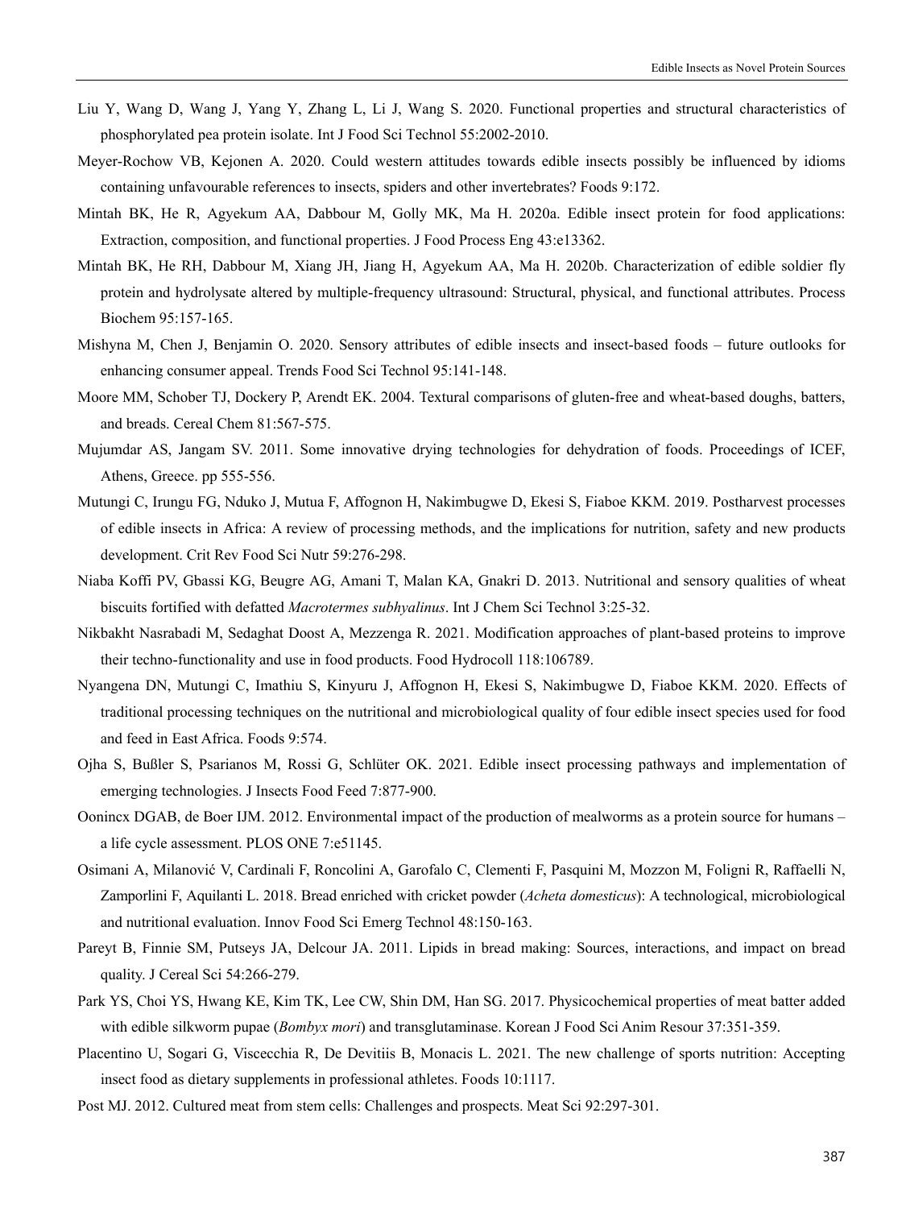Liu Y, Wang D, Wang J, Yang Y, Zhang L, Li J, Wang S. 2020. Functional properties and structural characteristics of phosphorylated pea protein isolate. Int J Food Sci Technol 55:2002-2010.

Meyer-Rochow VB, Kejonen A. 2020. Could western attitudes towards edible insects possibly be influenced by idioms containing unfavourable references to insects, spiders and other invertebrates? Foods 9:172.

Mintah BK, He R, Agyekum AA, Dabbour M, Golly MK, Ma H. 2020a. Edible insect protein for food applications: Extraction, composition, and functional properties. J Food Process Eng 43:e13362.

Mintah BK, He RH, Dabbour M, Xiang JH, Jiang H, Agyekum AA, Ma H. 2020b. Characterization of edible soldier fly protein and hydrolysate altered by multiple-frequency ultrasound: Structural, physical, and functional attributes. Process Biochem 95:157-165.

Mishyna M, Chen J, Benjamin O. 2020. Sensory attributes of edible insects and insect-based foods – future outlooks for enhancing consumer appeal. Trends Food Sci Technol 95:141-148.

Moore MM, Schober TJ, Dockery P, Arendt EK. 2004. Textural comparisons of gluten-free and wheat-based doughs, batters, and breads. Cereal Chem 81:567-575.

Mujumdar AS, Jangam SV. 2011. Some innovative drying technologies for dehydration of foods. Proceedings of ICEF, Athens, Greece. pp 555-556.

Mutungi C, Irungu FG, Nduko J, Mutua F, Affognon H, Nakimbugwe D, Ekesi S, Fiaboe KKM. 2019. Postharvest processes of edible insects in Africa: A review of processing methods, and the implications for nutrition, safety and new products development. Crit Rev Food Sci Nutr 59:276-298.

Niaba Koffi PV, Gbassi KG, Beugre AG, Amani T, Malan KA, Gnakri D. 2013. Nutritional and sensory qualities of wheat biscuits fortified with defatted *Macrotermes subhyalinus*. Int J Chem Sci Technol 3:25-32.

Nikbakht Nasrabadi M, Sedaghat Doost A, Mezzenga R. 2021. Modification approaches of plant-based proteins to improve their techno-functionality and use in food products. Food Hydrocoll 118:106789.

Nyangena DN, Mutungi C, Imathiu S, Kinyuru J, Affognon H, Ekesi S, Nakimbugwe D, Fiaboe KKM. 2020. Effects of traditional processing techniques on the nutritional and microbiological quality of four edible insect species used for food and feed in East Africa. Foods 9:574.

Ojha S, Bußler S, Psarianos M, Rossi G, Schlüter OK. 2021. Edible insect processing pathways and implementation of emerging technologies. J Insects Food Feed 7:877-900.

Oonincx DGAB, de Boer IJM. 2012. Environmental impact of the production of mealworms as a protein source for humans – a life cycle assessment. PLOS ONE 7:e51145.

Osimani A, Milanović V, Cardinali F, Roncolini A, Garofalo C, Clementi F, Pasquini M, Mozzon M, Foligni R, Raffaelli N, Zamporlini F, Aquilanti L. 2018. Bread enriched with cricket powder (*Acheta domesticus*): A technological, microbiological and nutritional evaluation. Innov Food Sci Emerg Technol 48:150-163.

Pareyt B, Finnie SM, Putseys JA, Delcour JA. 2011. Lipids in bread making: Sources, interactions, and impact on bread quality. J Cereal Sci 54:266-279.

Park YS, Choi YS, Hwang KE, Kim TK, Lee CW, Shin DM, Han SG. 2017. Physicochemical properties of meat batter added with edible silkworm pupae (*Bombyx mori*) and transglutaminase. Korean J Food Sci Anim Resour 37:351-359.

Placentino U, Sogari G, Viscecchia R, De Devitiis B, Monacis L. 2021. The new challenge of sports nutrition: Accepting insect food as dietary supplements in professional athletes. Foods 10:1117.

Post MJ. 2012. Cultured meat from stem cells: Challenges and prospects. Meat Sci 92:297-301.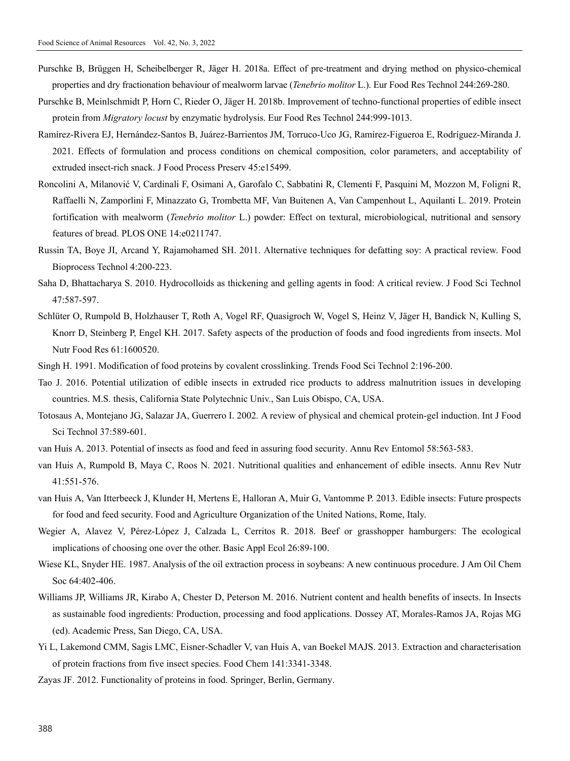Purschke B, Brüggen H, Scheibelberger R, Jäger H. 2018a. Effect of pre-treatment and drying method on physico-chemical properties and dry fractionation behaviour of mealworm larvae (*Tenebrio molitor* L.). Eur Food Res Technol 244:269-280.

Purschke B, Meinlschmidt P, Horn C, Rieder O, Jäger H. 2018b. Improvement of techno-functional properties of edible insect protein from *Migratory locust* by enzymatic hydrolysis. Eur Food Res Technol 244:999-1013.

Ramírez-Rivera EJ, Hernández-Santos B, Juárez-Barrientos JM, Torruco-Uco JG, Ramírez-Figueroa E, Rodríguez-Miranda J. 2021. Effects of formulation and process conditions on chemical composition, color parameters, and acceptability of extruded insect-rich snack. J Food Process Preserv 45:e15499.

Roncolini A, Milanović V, Cardinali F, Osimani A, Garofalo C, Sabbatini R, Clementi F, Pasquini M, Mozzon M, Foligni R, Raffaelli N, Zamporlini F, Minazzato G, Trombetta MF, Van Buitenen A, Van Campenhout L, Aquilanti L. 2019. Protein fortification with mealworm (*Tenebrio molitor* L.) powder: Effect on textural, microbiological, nutritional and sensory features of bread. PLOS ONE 14:e0211747.

Russin TA, Boye JI, Arcand Y, Rajamohamed SH. 2011. Alternative techniques for defatting soy: A practical review. Food Bioprocess Technol 4:200-223.

Saha D, Bhattacharya S. 2010. Hydrocolloids as thickening and gelling agents in food: A critical review. J Food Sci Technol 47:587-597.

Schlüter O, Rumpold B, Holzhauser T, Roth A, Vogel RF, Quasigroch W, Vogel S, Heinz V, Jäger H, Bandick N, Kulling S, Knorr D, Steinberg P, Engel KH. 2017. Safety aspects of the production of foods and food ingredients from insects. Mol Nutr Food Res 61:1600520.

Singh H. 1991. Modification of food proteins by covalent crosslinking. Trends Food Sci Technol 2:196-200.

Tao J. 2016. Potential utilization of edible insects in extruded rice products to address malnutrition issues in developing countries. M.S. thesis, California State Polytechnic Univ., San Luis Obispo, CA, USA.

Totosaus A, Montejano JG, Salazar JA, Guerrero I. 2002. A review of physical and chemical protein-gel induction. Int J Food Sci Technol 37:589-601.

van Huis A. 2013. Potential of insects as food and feed in assuring food security. Annu Rev Entomol 58:563-583.

van Huis A, Rumpold B, Maya C, Roos N. 2021. Nutritional qualities and enhancement of edible insects. Annu Rev Nutr 41:551-576.

van Huis A, Van Itterbeeck J, Klunder H, Mertens E, Halloran A, Muir G, Vantomme P. 2013. Edible insects: Future prospects for food and feed security. Food and Agriculture Organization of the United Nations, Rome, Italy.

Wegier A, Alavez V, Pérez-López J, Calzada L, Cerritos R. 2018. Beef or grasshopper hamburgers: The ecological implications of choosing one over the other. Basic Appl Ecol 26:89-100.

Wiese KL, Snyder HE. 1987. Analysis of the oil extraction process in soybeans: A new continuous procedure. J Am Oil Chem Soc 64:402-406.

Williams JP, Williams JR, Kirabo A, Chester D, Peterson M. 2016. Nutrient content and health benefits of insects. In Insects as sustainable food ingredients: Production, processing and food applications. Dossey AT, Morales-Ramos JA, Rojas MG (ed). Academic Press, San Diego, CA, USA.

Yi L, Lakemond CMM, Sagis LMC, Eisner-Schadler V, van Huis A, van Boekel MAJS. 2013. Extraction and characterisation of protein fractions from five insect species. Food Chem 141:3341-3348.

Zayas JF. 2012. Functionality of proteins in food. Springer, Berlin, Germany.